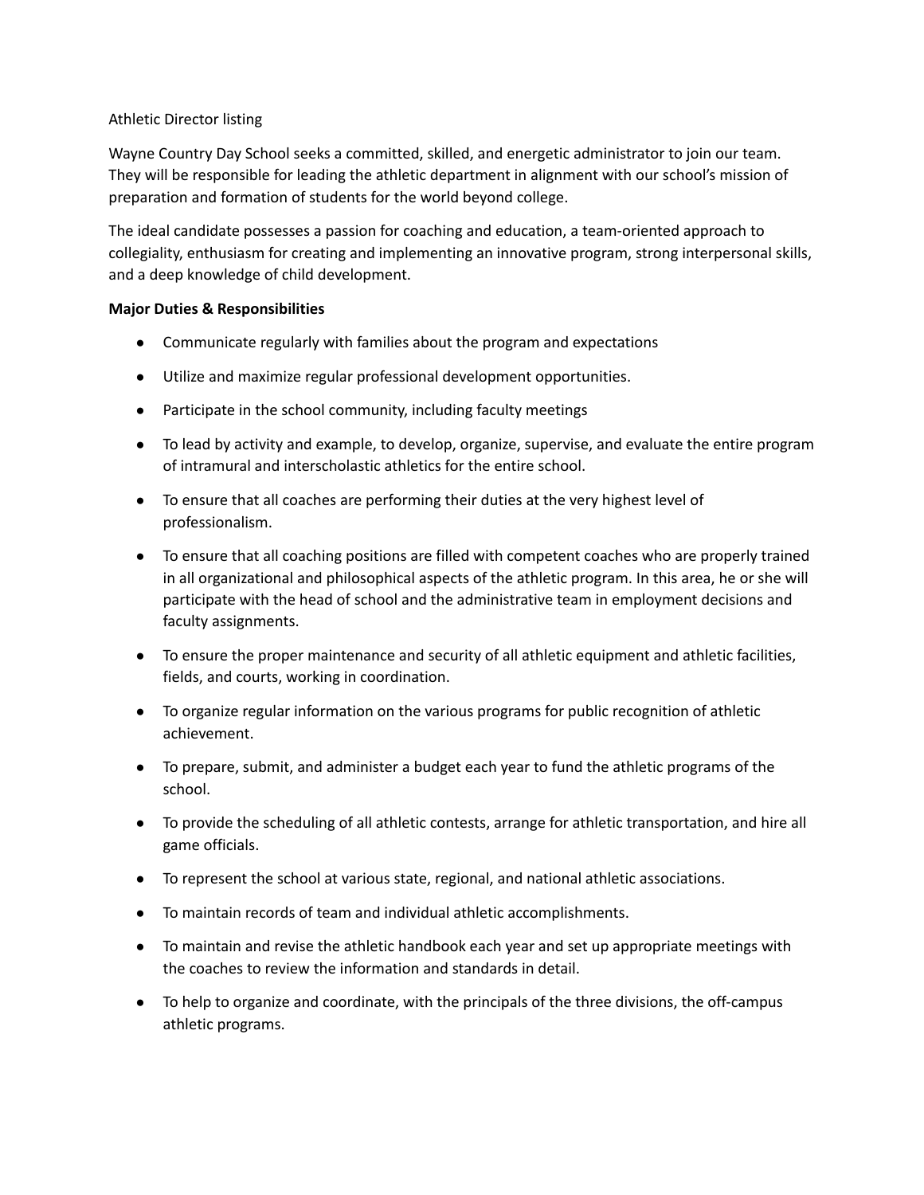Athletic Director listing

Wayne Country Day School seeks a committed, skilled, and energetic administrator to join our team. They will be responsible for leading the athletic department in alignment with our school's mission of preparation and formation of students for the world beyond college.

The ideal candidate possesses a passion for coaching and education, a team-oriented approach to collegiality, enthusiasm for creating and implementing an innovative program, strong interpersonal skills, and a deep knowledge of child development.

**Major Duties & Responsibilities**

- Communicate regularly with families about the program and expectations
- Utilize and maximize regular professional development opportunities.
- Participate in the school community, including faculty meetings
- To lead by activity and example, to develop, organize, supervise, and evaluate the entire program of intramural and interscholastic athletics for the entire school.
- To ensure that all coaches are performing their duties at the very highest level of professionalism.
- To ensure that all coaching positions are filled with competent coaches who are properly trained in all organizational and philosophical aspects of the athletic program. In this area, he or she will participate with the head of school and the administrative team in employment decisions and faculty assignments.
- To ensure the proper maintenance and security of all athletic equipment and athletic facilities, fields, and courts, working in coordination.
- To organize regular information on the various programs for public recognition of athletic achievement.
- To prepare, submit, and administer a budget each year to fund the athletic programs of the school.
- To provide the scheduling of all athletic contests, arrange for athletic transportation, and hire all game officials.
- To represent the school at various state, regional, and national athletic associations.
- To maintain records of team and individual athletic accomplishments.
- To maintain and revise the athletic handbook each year and set up appropriate meetings with the coaches to review the information and standards in detail.
- To help to organize and coordinate, with the principals of the three divisions, the off-campus athletic programs.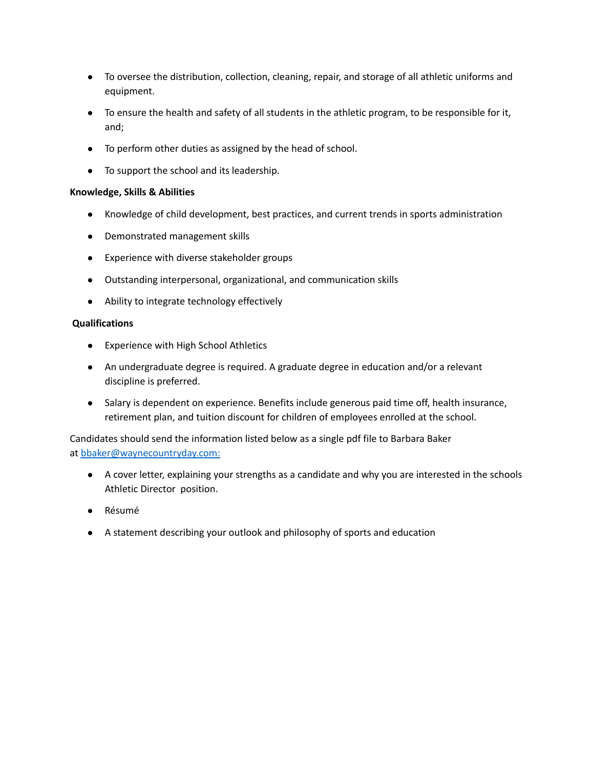- To oversee the distribution, collection, cleaning, repair, and storage of all athletic uniforms and equipment.
- To ensure the health and safety of all students in the athletic program, to be responsible for it, and;
- To perform other duties as assigned by the head of school.
- To support the school and its leadership.

**Knowledge, Skills & Abilities**

- Knowledge of child development, best practices, and current trends in sports administration
- Demonstrated management skills
- Experience with diverse stakeholder groups
- Outstanding interpersonal, organizational, and communication skills
- Ability to integrate technology effectively

**Qualifications**

- Experience with High School Athletics
- An undergraduate degree is required. A graduate degree in education and/or a relevant discipline is preferred.
- Salary is dependent on experience. Benefits include generous paid time off, health insurance, retirement plan, and tuition discount for children of employees enrolled at the school.

Candidates should send the information listed below as a single pdf file to Barbara Baker at [bbaker@waynecountryday.com:](mailto:bbaker@waynecountryday.com)

- A cover letter, explaining your strengths as a candidate and why you are interested in the schools Athletic Director position.
- Résumé
- A statement describing your outlook and philosophy of sports and education